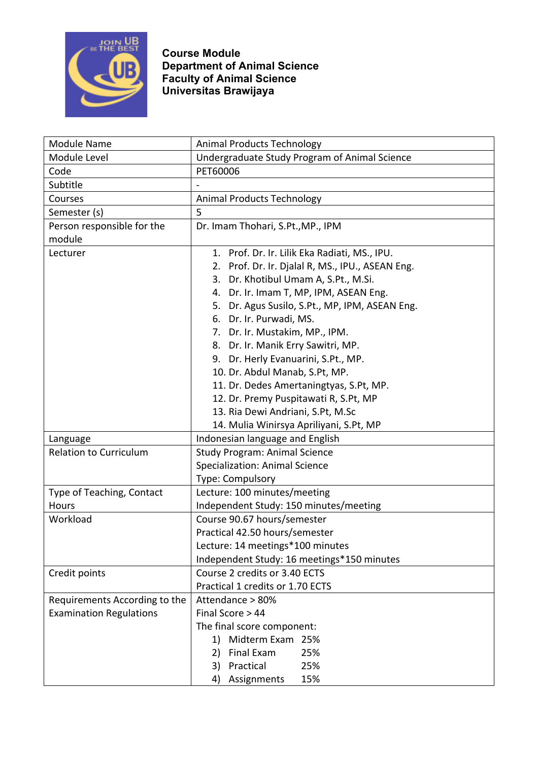**Course Module**
**Department of Animal Science**
**Faculty of Animal Science**
**Universitas Brawijaya**

| Module Name | Animal Products Technology |
|---|---|
| Module Level | Undergraduate Study Program of Animal Science |
| Code | PET60006 |
| Subtitle | - |
| Courses | Animal Products Technology |
| Semester (s) | 5 |
| Person responsible for the module | Dr. Imam Thohari, S.Pt.,MP., IPM |
| Lecturer | 1. Prof. Dr. Ir. Lilik Eka Radiati, MS., IPU.<br>2. Prof. Dr. Ir. Djalal R, MS., IPU., ASEAN Eng.<br>3. Dr. Khotibul Umam A, S.Pt., M.Si.<br>4. Dr. Ir. Imam T, MP, IPM, ASEAN Eng.<br>5. Dr. Agus Susilo, S.Pt., MP, IPM, ASEAN Eng.<br>6. Dr. Ir. Purwadi, MS.<br>7. Dr. Ir. Mustakim, MP., IPM.<br>8. Dr. Ir. Manik Erry Sawitri, MP.<br>9. Dr. Herly Evanuarini, S.Pt., MP.<br>10. Dr. Abdul Manab, S.Pt, MP.<br>11. Dr. Dedes Amertaningtyas, S.Pt, MP.<br>12. Dr. Premy Puspitawati R, S.Pt, MP<br>13. Ria Dewi Andriani, S.Pt, M.Sc<br>14. Mulia Winirsya Apriliyani, S.Pt, MP |
| Language | Indonesian language and English |
| Relation to Curriculum | Study Program: Animal Science<br>Specialization: Animal Science<br>Type: Compulsory |
| Type of Teaching, Contact Hours | Lecture: 100 minutes/meeting<br>Independent Study: 150 minutes/meeting |
| Workload | Course 90.67 hours/semester<br>Practical 42.50 hours/semester<br>Lecture: 14 meetings*100 minutes<br>Independent Study: 16 meetings*150 minutes |
| Credit points | Course 2 credits or 3.40 ECTS<br>Practical 1 credits or 1.70 ECTS |
| Requirements According to the Examination Regulations | Attendance > 80%<br>Final Score > 44<br>The final score component:<br>1) Midterm Exam 25%<br>2) Final Exam 25%<br>3) Practical 25%<br>4) Assignments 15% |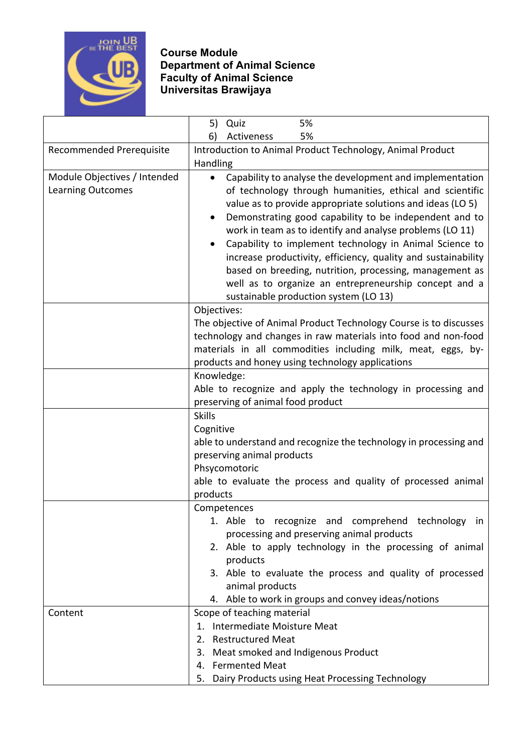**Course Module**
**Department of Animal Science**
**Faculty of Animal Science**
**Universitas Brawijaya**

| | |
|---|---|
| | 5) Quiz 5%<br>6) Activeness 5% |
| Recommended Prerequisite | Introduction to Animal Product Technology, Animal Product Handling |
| Module Objectives / Intended Learning Outcomes | • Capability to analyse the development and implementation of technology through humanities, ethical and scientific value as to provide appropriate solutions and ideas (LO 5)<br>• Demonstrating good capability to be independent and to work in team as to identify and analyse problems (LO 11)<br>• Capability to implement technology in Animal Science to increase productivity, efficiency, quality and sustainability based on breeding, nutrition, processing, management as well as to organize an entrepreneurship concept and a sustainable production system (LO 13) |
| | Objectives:<br>The objective of Animal Product Technology Course is to discusses technology and changes in raw materials into food and non-food materials in all commodities including milk, meat, eggs, by-products and honey using technology applications |
| | Knowledge:<br>Able to recognize and apply the technology in processing and preserving of animal food product |
| | Skills<br>Cognitive<br>able to understand and recognize the technology in processing and preserving animal products<br>Phsycomotoric<br>able to evaluate the process and quality of processed animal products |
| | Competences<br>1. Able to recognize and comprehend technology in processing and preserving animal products<br>2. Able to apply technology in the processing of animal products<br>3. Able to evaluate the process and quality of processed animal products<br>4. Able to work in groups and convey ideas/notions |
| Content | Scope of teaching material<br>1. Intermediate Moisture Meat<br>2. Restructured Meat<br>3. Meat smoked and Indigenous Product<br>4. Fermented Meat<br>5. Dairy Products using Heat Processing Technology |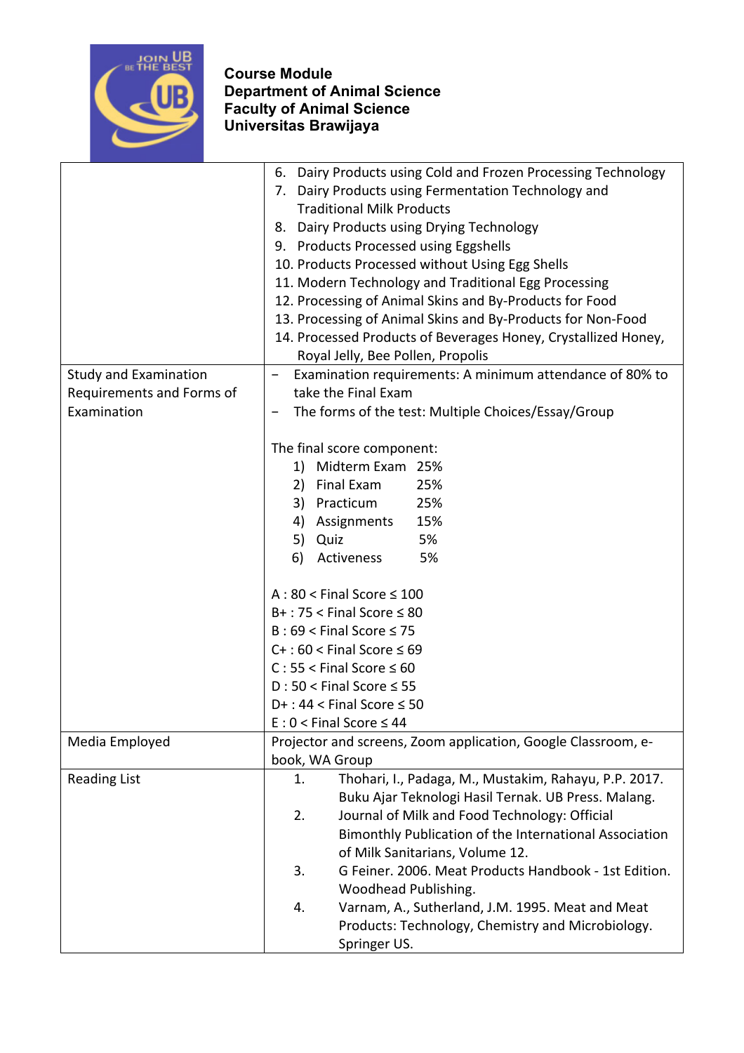**Course Module**
**Department of Animal Science**
**Faculty of Animal Science**
**Universitas Brawijaya**

| | |
|---|---|
| | 6. Dairy Products using Cold and Frozen Processing Technology<br>7. Dairy Products using Fermentation Technology and Traditional Milk Products<br>8. Dairy Products using Drying Technology<br>9. Products Processed using Eggshells<br>10. Products Processed without Using Egg Shells<br>11. Modern Technology and Traditional Egg Processing<br>12. Processing of Animal Skins and By-Products for Food<br>13. Processing of Animal Skins and By-Products for Non-Food<br>14. Processed Products of Beverages Honey, Crystallized Honey, Royal Jelly, Bee Pollen, Propolis |
| Study and Examination Requirements and Forms of Examination | − Examination requirements: A minimum attendance of 80% to take the Final Exam<br>− The forms of the test: Multiple Choices/Essay/Group<br><br>The final score component:<br>1) Midterm Exam 25%<br>2) Final Exam 25%<br>3) Practicum 25%<br>4) Assignments 15%<br>5) Quiz 5%<br>6) Activeness 5%<br><br>A : 80 < Final Score ≤ 100<br>B+ : 75 < Final Score ≤ 80<br>B : 69 < Final Score ≤ 75<br>C+ : 60 < Final Score ≤ 69<br>C : 55 < Final Score ≤ 60<br>D : 50 < Final Score ≤ 55<br>D+ : 44 < Final Score ≤ 50<br>E : 0 < Final Score ≤ 44 |
| Media Employed | Projector and screens, Zoom application, Google Classroom, e-book, WA Group |
| Reading List | 1. Thohari, I., Padaga, M., Mustakim, Rahayu, P.P. 2017. Buku Ajar Teknologi Hasil Ternak. UB Press. Malang.<br>2. Journal of Milk and Food Technology: Official Bimonthly Publication of the International Association of Milk Sanitarians, Volume 12.<br>3. G Feiner. 2006. Meat Products Handbook - 1st Edition. Woodhead Publishing.<br>4. Varnam, A., Sutherland, J.M. 1995. Meat and Meat Products: Technology, Chemistry and Microbiology. Springer US. |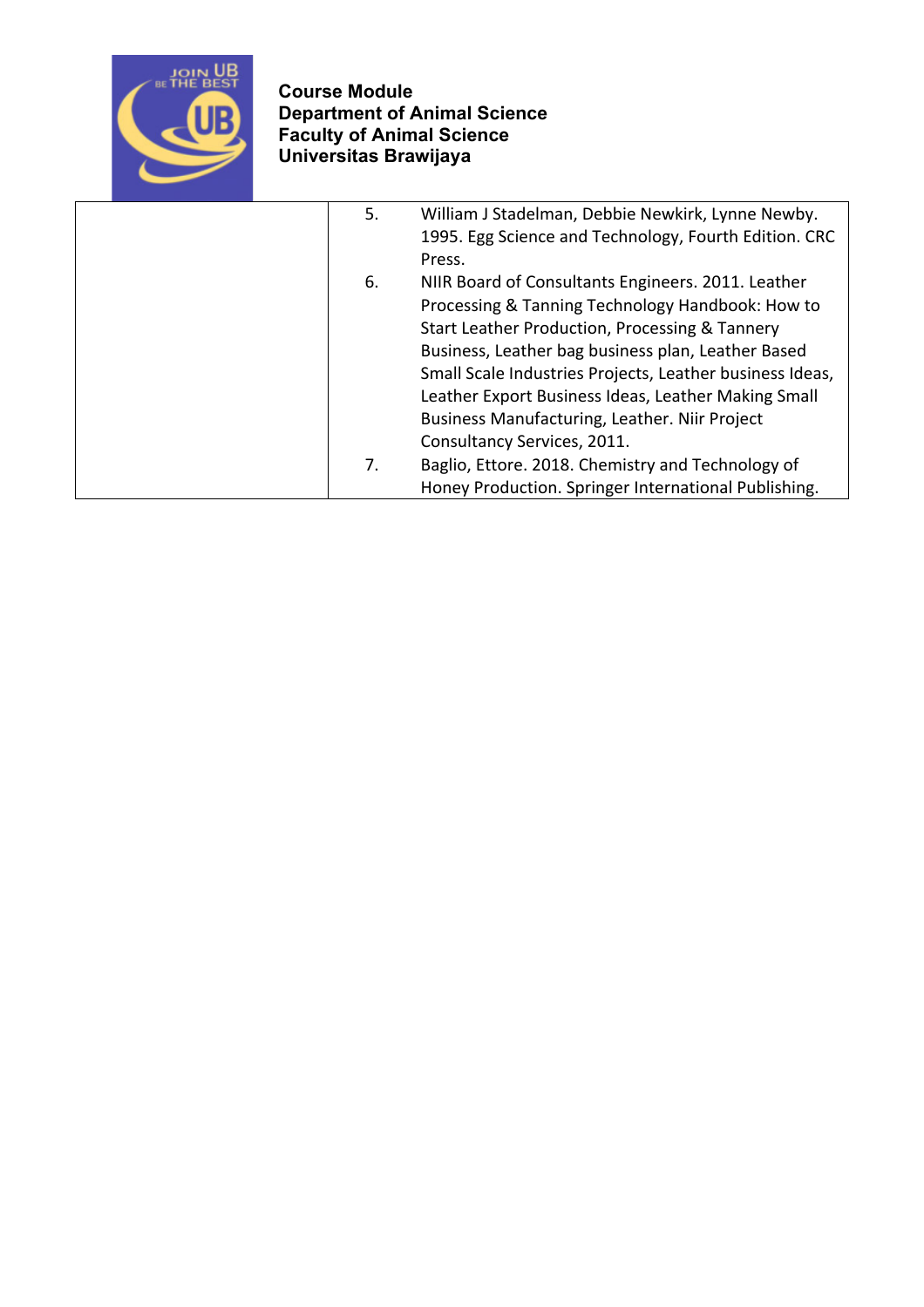**Course Module**
**Department of Animal Science**
**Faculty of Animal Science**
**Universitas Brawijaya**

| | | |
|---|---|---|
| | 5. | William J Stadelman, Debbie Newkirk, Lynne Newby. 1995. Egg Science and Technology, Fourth Edition. CRC Press. |
| | 6. | NIIR Board of Consultants Engineers. 2011. Leather Processing & Tanning Technology Handbook: How to Start Leather Production, Processing & Tannery Business, Leather bag business plan, Leather Based Small Scale Industries Projects, Leather business Ideas, Leather Export Business Ideas, Leather Making Small Business Manufacturing, Leather. Niir Project Consultancy Services, 2011. |
| | 7. | Baglio, Ettore. 2018. Chemistry and Technology of Honey Production. Springer International Publishing. |